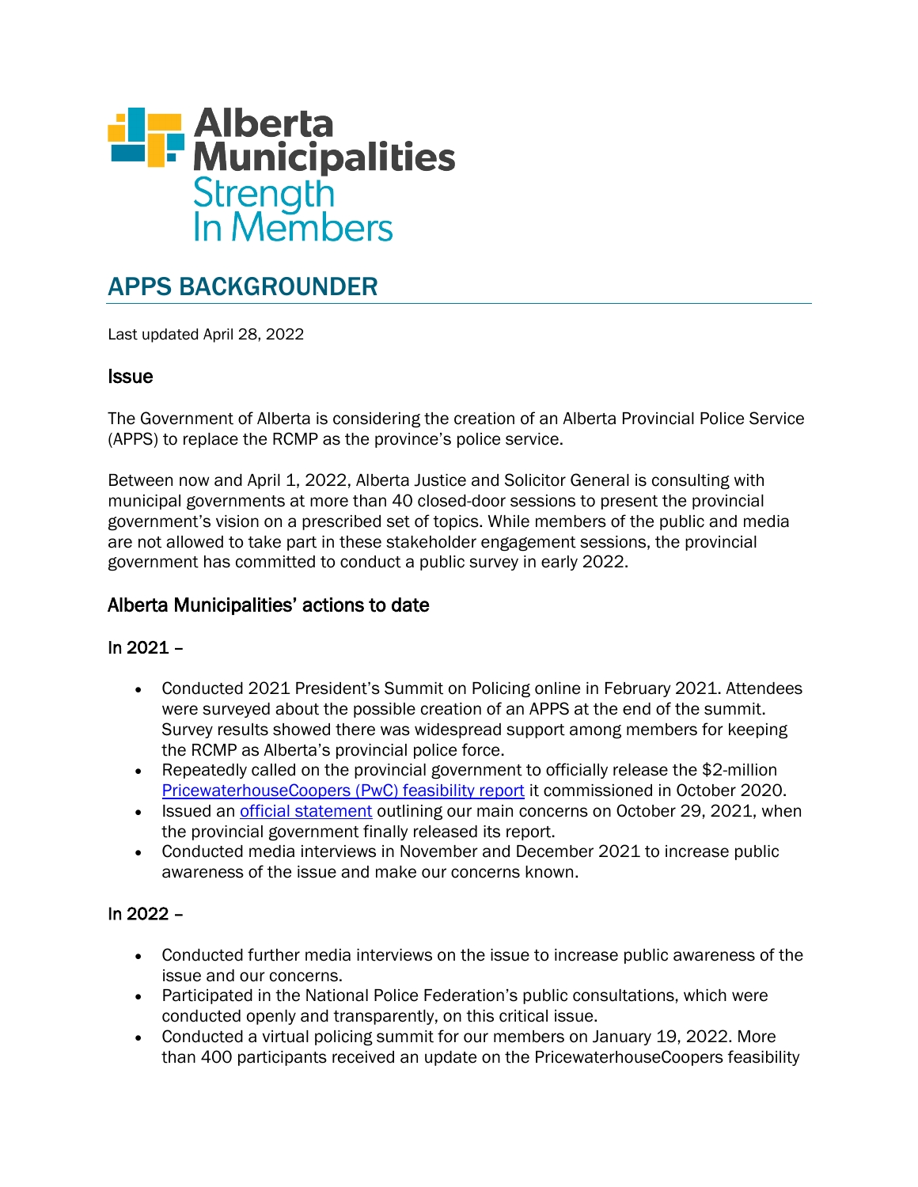Alberta Municipalities
Strength In Members

# APPS BACKGROUNDER

Last updated April 28, 2022

## Issue

The Government of Alberta is considering the creation of an Alberta Provincial Police Service (APPS) to replace the RCMP as the province's police service.

Between now and April 1, 2022, Alberta Justice and Solicitor General is consulting with municipal governments at more than 40 closed-door sessions to present the provincial government's vision on a prescribed set of topics. While members of the public and media are not allowed to take part in these stakeholder engagement sessions, the provincial government has committed to conduct a public survey in early 2022.

## Alberta Municipalities' actions to date

### In 2021 –

- Conducted 2021 President's Summit on Policing online in February 2021. Attendees were surveyed about the possible creation of an APPS at the end of the summit. Survey results showed there was widespread support among members for keeping the RCMP as Alberta's provincial police force.
- Repeatedly called on the provincial government to officially release the $2-million PricewaterhouseCoopers (PwC) feasibility report it commissioned in October 2020.
- Issued an official statement outlining our main concerns on October 29, 2021, when the provincial government finally released its report.
- Conducted media interviews in November and December 2021 to increase public awareness of the issue and make our concerns known.

### In 2022 –

- Conducted further media interviews on the issue to increase public awareness of the issue and our concerns.
- Participated in the National Police Federation's public consultations, which were conducted openly and transparently, on this critical issue.
- Conducted a virtual policing summit for our members on January 19, 2022. More than 400 participants received an update on the PricewaterhouseCoopers feasibility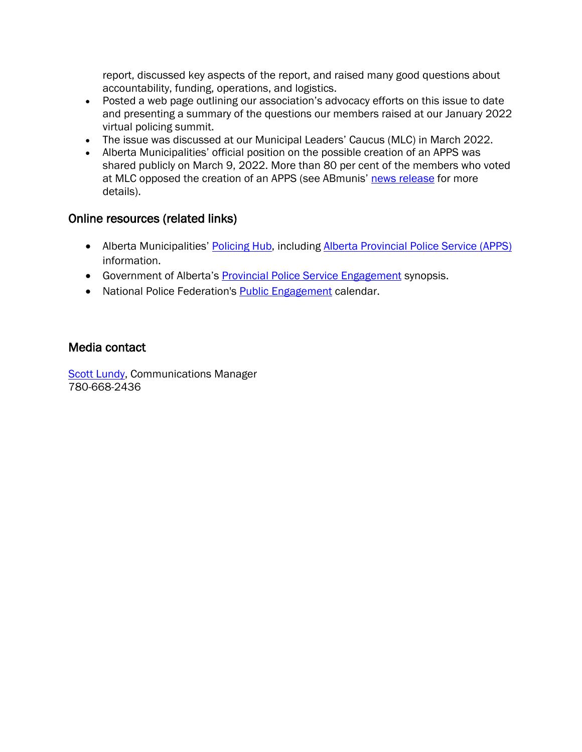report, discussed key aspects of the report, and raised many good questions about accountability, funding, operations, and logistics.

- Posted a web page outlining our association's advocacy efforts on this issue to date and presenting a summary of the questions our members raised at our January 2022 virtual policing summit.
- The issue was discussed at our Municipal Leaders' Caucus (MLC) in March 2022.
- Alberta Municipalities' official position on the possible creation of an APPS was shared publicly on March 9, 2022. More than 80 per cent of the members who voted at MLC opposed the creation of an APPS (see ABmunis' news release for more details).

## Online resources (related links)

- Alberta Municipalities' Policing Hub, including Alberta Provincial Police Service (APPS) information.
- Government of Alberta's Provincial Police Service Engagement synopsis.
- National Police Federation's Public Engagement calendar.

## Media contact

Scott Lundy, Communications Manager
780-668-2436